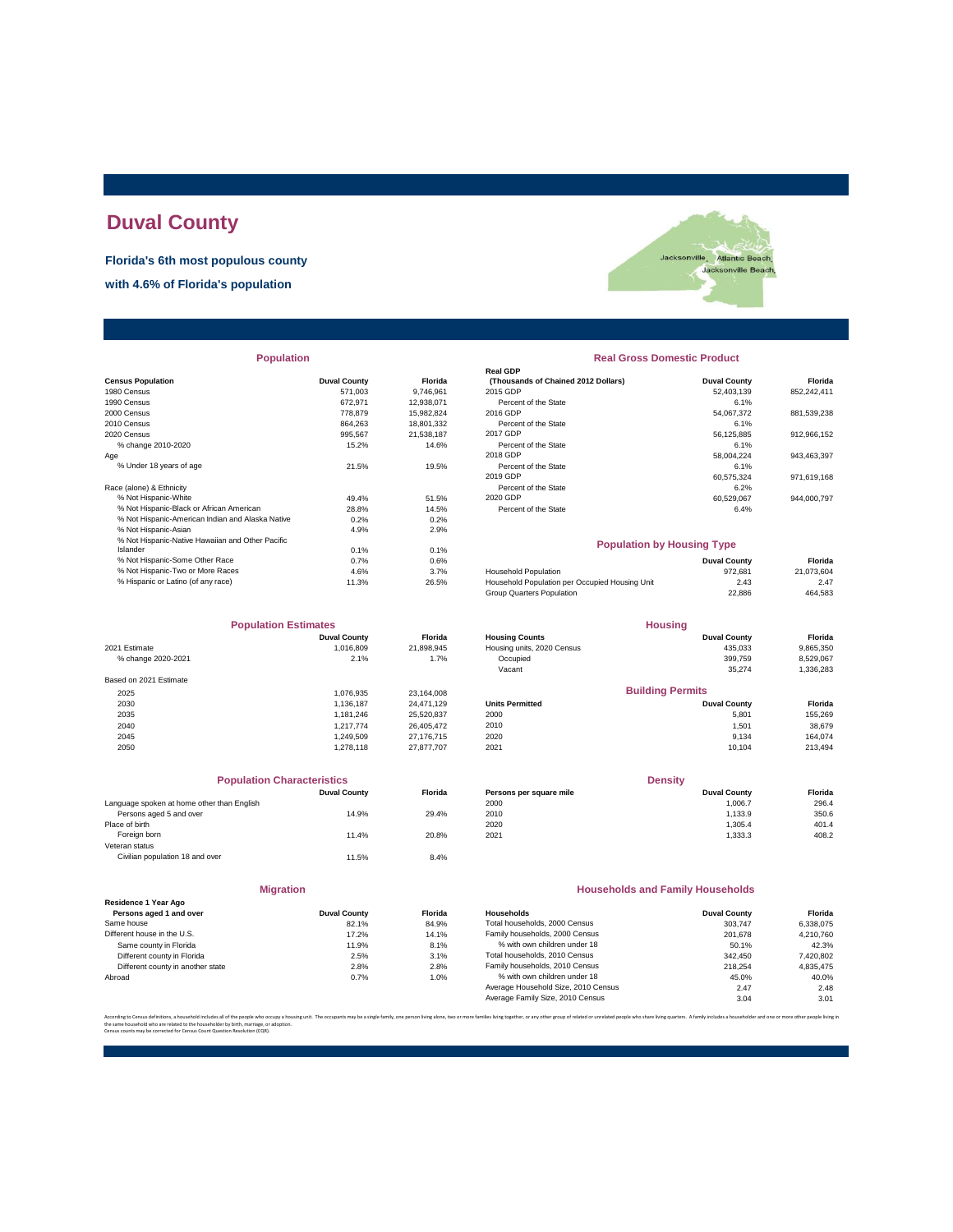# Duval County

**Florida's 6th most populous county**

**with 4.6% of Florida's population**

## Population

| Census Population | Duval County | Florida |
|---|---|---|
| 1980 Census | 571,003 | 9,746,961 |
| 1990 Census | 672,971 | 12,938,071 |
| 2000 Census | 778,879 | 15,982,824 |
| 2010 Census | 864,263 | 18,801,332 |
| 2020 Census | 995,567 | 21,538,187 |
| % change 2010-2020 | 15.2% | 14.6% |
| Age | | |
| % Under 18 years of age | 21.5% | 19.5% |
| Race (alone) & Ethnicity | | |
| % Not Hispanic-White | 49.4% | 51.5% |
| % Not Hispanic-Black or African American | 28.8% | 14.5% |
| % Not Hispanic-American Indian and Alaska Native | 0.2% | 0.2% |
| % Not Hispanic-Asian | 4.9% | 2.9% |
| % Not Hispanic-Native Hawaiian and Other Pacific Islander | 0.1% | 0.1% |
| % Not Hispanic-Some Other Race | 0.7% | 0.6% |
| % Not Hispanic-Two or More Races | 4.6% | 3.7% |
| % Hispanic or Latino (of any race) | 11.3% | 26.5% |

## Real Gross Domestic Product

| Real GDP (Thousands of Chained 2012 Dollars) | Duval County | Florida |
|---|---|---|
| 2015 GDP | 52,403,139 | 852,242,411 |
| Percent of the State | 6.1% | |
| 2016 GDP | 54,067,372 | 881,539,238 |
| Percent of the State | 6.1% | |
| 2017 GDP | 56,125,885 | 912,966,152 |
| Percent of the State | 6.1% | |
| 2018 GDP | 58,004,224 | 943,463,397 |
| Percent of the State | 6.1% | |
| 2019 GDP | 60,575,324 | 971,619,168 |
| Percent of the State | 6.2% | |
| 2020 GDP | 60,529,067 | 944,000,797 |
| Percent of the State | 6.4% | |

## Population by Housing Type

| | Duval County | Florida |
|---|---|---|
| Household Population | 972,681 | 21,073,604 |
| Household Population per Occupied Housing Unit | 2.43 | 2.47 |
| Group Quarters Population | 22,886 | 464,583 |

## Population Estimates

| | Duval County | Florida |
|---|---|---|
| 2021 Estimate | 1,016,809 | 21,898,945 |
| % change 2020-2021 | 2.1% | 1.7% |
| Based on 2021 Estimate | | |
| 2025 | 1,076,935 | 23,164,008 |
| 2030 | 1,136,187 | 24,471,129 |
| 2035 | 1,181,246 | 25,520,837 |
| 2040 | 1,217,774 | 26,405,472 |
| 2045 | 1,249,509 | 27,176,715 |
| 2050 | 1,278,118 | 27,877,707 |

## Housing

| Housing Counts | Duval County | Florida |
|---|---|---|
| Housing units, 2020 Census | 435,033 | 9,865,350 |
| Occupied | 399,759 | 8,529,067 |
| Vacant | 35,274 | 1,336,283 |

## Building Permits

| Units Permitted | Duval County | Florida |
|---|---|---|
| 2000 | 5,801 | 155,269 |
| 2010 | 1,501 | 38,679 |
| 2020 | 9,134 | 164,074 |
| 2021 | 10,104 | 213,494 |

## Population Characteristics

| | Duval County | Florida |
|---|---|---|
| Language spoken at home other than English | | |
| Persons aged 5 and over | 14.9% | 29.4% |
| Place of birth | | |
| Foreign born | 11.4% | 20.8% |
| Veteran status | | |
| Civilian population 18 and over | 11.5% | 8.4% |

## Density

| Persons per square mile | Duval County | Florida |
|---|---|---|
| 2000 | 1,006.7 | 296.4 |
| 2010 | 1,133.9 | 350.6 |
| 2020 | 1,305.4 | 401.4 |
| 2021 | 1,333.3 | 408.2 |

## Migration

| Residence 1 Year Ago Persons aged 1 and over | Duval County | Florida |
|---|---|---|
| Same house | 82.1% | 84.9% |
| Different house in the U.S. | 17.2% | 14.1% |
| Same county in Florida | 11.9% | 8.1% |
| Different county in Florida | 2.5% | 3.1% |
| Different county in another state | 2.8% | 2.8% |
| Abroad | 0.7% | 1.0% |

## Households and Family Households

| Households | Duval County | Florida |
|---|---|---|
| Total households, 2000 Census | 303,747 | 6,338,075 |
| Family households, 2000 Census | 201,678 | 4,210,760 |
| % with own children under 18 | 50.1% | 42.3% |
| Total households, 2010 Census | 342,450 | 7,420,802 |
| Family households, 2010 Census | 218,254 | 4,835,475 |
| % with own children under 18 | 45.0% | 40.0% |
| Average Household Size, 2010 Census | 2.47 | 2.48 |
| Average Family Size, 2010 Census | 3.04 | 3.01 |

According to Census definitions, a household includes all of the people who occupy a housing unit. The occupants may be a single family, one person living alone, two or more families living together, or any other group of related or unrelated people who share living quarters. A family includes a householder and one or more other people living in the same household who are related to the householder by birth, marriage, or adoption.
Census counts may be corrected for Census Count Question Resolution (CQR).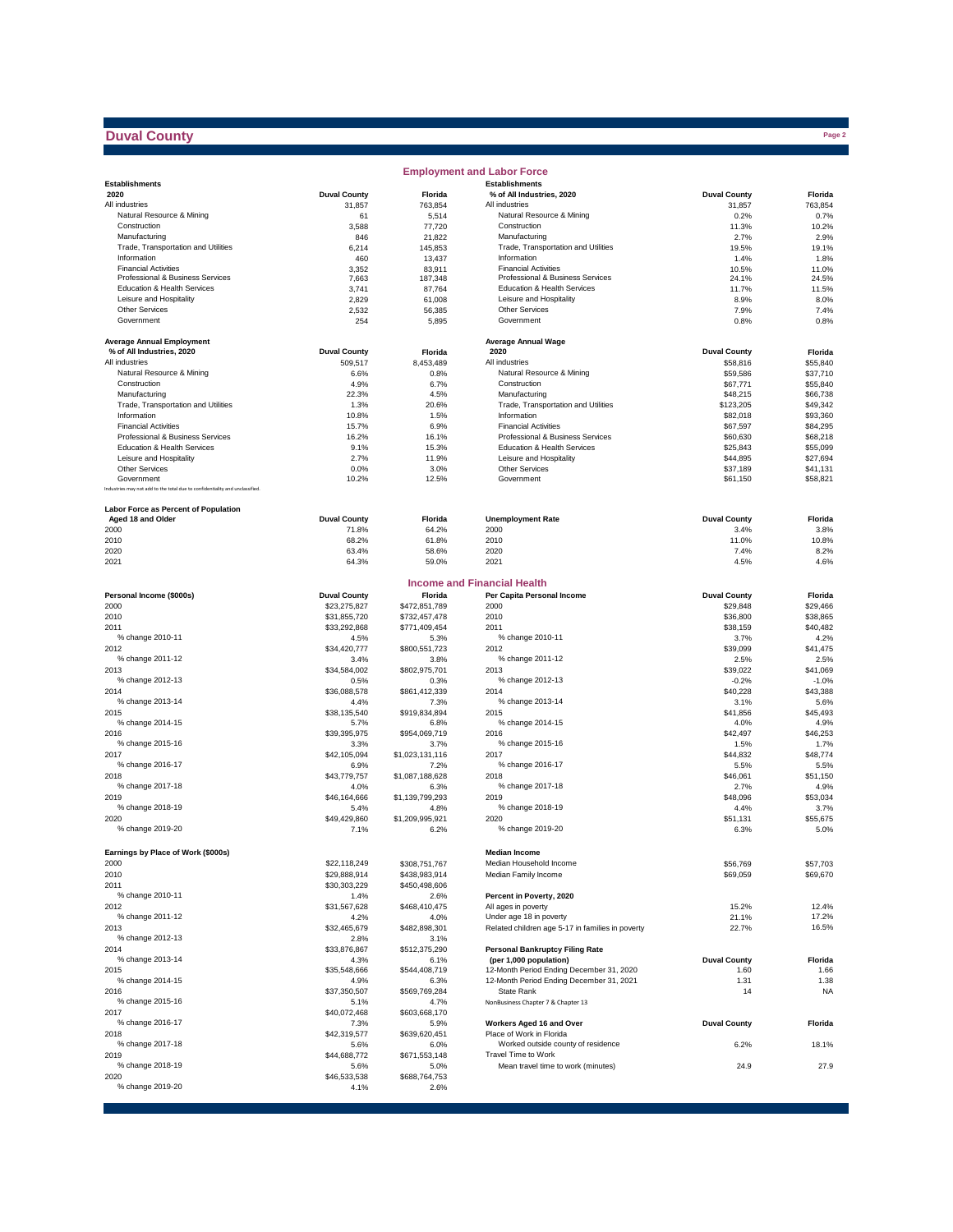# Duval County

## Employment and Labor Force

| Establishments 2020 | Duval County | Florida |
|---|---|---|
| All industries | 31,857 | 763,854 |
| Natural Resource & Mining | 61 | 5,514 |
| Construction | 3,588 | 77,720 |
| Manufacturing | 846 | 21,822 |
| Trade, Transportation and Utilities | 6,214 | 145,853 |
| Information | 460 | 13,437 |
| Financial Activities | 3,352 | 83,911 |
| Professional & Business Services | 7,663 | 187,348 |
| Education & Health Services | 3,741 | 87,764 |
| Leisure and Hospitality | 2,829 | 61,008 |
| Other Services | 2,532 | 56,385 |
| Government | 254 | 5,895 |

| Establishments % of All Industries, 2020 | Duval County | Florida |
|---|---|---|
| All industries | 31,857 | 763,854 |
| Natural Resource & Mining | 0.2% | 0.7% |
| Construction | 11.3% | 10.2% |
| Manufacturing | 2.7% | 2.9% |
| Trade, Transportation and Utilities | 19.5% | 19.1% |
| Information | 1.4% | 1.8% |
| Financial Activities | 10.5% | 11.0% |
| Professional & Business Services | 24.1% | 24.5% |
| Education & Health Services | 11.7% | 11.5% |
| Leisure and Hospitality | 8.9% | 8.0% |
| Other Services | 7.9% | 7.4% |
| Government | 0.8% | 0.8% |

| Average Annual Employment % of All Industries, 2020 | Duval County | Florida |
|---|---|---|
| All industries | 509,517 | 8,453,489 |
| Natural Resource & Mining | 6.6% | 0.8% |
| Construction | 4.9% | 6.7% |
| Manufacturing | 22.3% | 4.5% |
| Trade, Transportation and Utilities | 1.3% | 20.6% |
| Information | 10.8% | 1.5% |
| Financial Activities | 15.7% | 6.9% |
| Professional & Business Services | 16.2% | 16.1% |
| Education & Health Services | 9.1% | 15.3% |
| Leisure and Hospitality | 2.7% | 11.9% |
| Other Services | 0.0% | 3.0% |
| Government | 10.2% | 12.5% |

Industries may not add to the total due to confidentiality and unclassified.

| Average Annual Wage 2020 | Duval County | Florida |
|---|---|---|
| All industries | $58,816 | $55,840 |
| Natural Resource & Mining | $59,586 | $37,710 |
| Construction | $67,771 | $55,840 |
| Manufacturing | $48,215 | $66,738 |
| Trade, Transportation and Utilities | $123,205 | $49,342 |
| Information | $82,018 | $93,360 |
| Financial Activities | $67,597 | $84,295 |
| Professional & Business Services | $60,630 | $68,218 |
| Education & Health Services | $25,843 | $55,099 |
| Leisure and Hospitality | $44,895 | $27,694 |
| Other Services | $37,189 | $41,131 |
| Government | $61,150 | $58,821 |

| Labor Force as Percent of Population Aged 18 and Older | Duval County | Florida |
|---|---|---|
| 2000 | 71.8% | 64.2% |
| 2010 | 68.2% | 61.8% |
| 2020 | 63.4% | 58.6% |
| 2021 | 64.3% | 59.0% |

| Unemployment Rate | Duval County | Florida |
|---|---|---|
| 2000 | 3.4% | 3.8% |
| 2010 | 11.0% | 10.8% |
| 2020 | 7.4% | 8.2% |
| 2021 | 4.5% | 4.6% |

## Income and Financial Health

| Personal Income ($000s) | Duval County | Florida |
|---|---|---|
| 2000 | $23,275,827 | $472,851,789 |
| 2010 | $31,855,720 | $732,457,478 |
| 2011 | $33,292,868 | $771,409,454 |
| % change 2010-11 | 4.5% | 5.3% |
| 2012 | $34,420,777 | $800,551,723 |
| % change 2011-12 | 3.4% | 3.8% |
| 2013 | $34,584,002 | $802,975,701 |
| % change 2012-13 | 0.5% | 0.3% |
| 2014 | $36,088,578 | $861,412,339 |
| % change 2013-14 | 4.4% | 7.3% |
| 2015 | $38,135,540 | $919,834,894 |
| % change 2014-15 | 5.7% | 6.8% |
| 2016 | $39,395,975 | $954,069,719 |
| % change 2015-16 | 3.3% | 3.7% |
| 2017 | $42,105,094 | $1,023,131,116 |
| % change 2016-17 | 6.9% | 7.2% |
| 2018 | $43,779,757 | $1,087,188,628 |
| % change 2017-18 | 4.0% | 6.3% |
| 2019 | $46,164,666 | $1,139,799,293 |
| % change 2018-19 | 5.4% | 4.8% |
| 2020 | $49,429,860 | $1,209,995,921 |
| % change 2019-20 | 7.1% | 6.2% |

| Per Capita Personal Income | Duval County | Florida |
|---|---|---|
| 2000 | $29,848 | $29,466 |
| 2010 | $36,800 | $38,865 |
| 2011 | $38,159 | $40,482 |
| % change 2010-11 | 3.7% | 4.2% |
| 2012 | $39,099 | $41,475 |
| % change 2011-12 | 2.5% | 2.5% |
| 2013 | $39,022 | $41,069 |
| % change 2012-13 | -0.2% | -1.0% |
| 2014 | $40,228 | $43,388 |
| % change 2013-14 | 3.1% | 5.6% |
| 2015 | $41,856 | $45,493 |
| % change 2014-15 | 4.0% | 4.9% |
| 2016 | $42,497 | $46,253 |
| % change 2015-16 | 1.5% | 1.7% |
| 2017 | $44,832 | $48,774 |
| % change 2016-17 | 5.5% | 5.5% |
| 2018 | $46,061 | $51,150 |
| % change 2017-18 | 2.7% | 4.9% |
| 2019 | $48,096 | $53,034 |
| % change 2018-19 | 4.4% | 3.7% |
| 2020 | $51,131 | $55,675 |
| % change 2019-20 | 6.3% | 5.0% |

| Earnings by Place of Work ($000s) | Duval County | Florida |
|---|---|---|
| 2000 | $22,118,249 | $308,751,767 |
| 2010 | $29,888,914 | $438,983,914 |
| 2011 | $30,303,229 | $450,498,606 |
| % change 2010-11 | 1.4% | 2.6% |
| 2012 | $31,567,628 | $468,410,475 |
| % change 2011-12 | 4.2% | 4.0% |
| 2013 | $32,465,679 | $482,898,301 |
| % change 2012-13 | 2.8% | 3.1% |
| 2014 | $33,876,867 | $512,375,290 |
| % change 2013-14 | 4.3% | 6.1% |
| 2015 | $35,548,666 | $544,408,719 |
| % change 2014-15 | 4.9% | 6.3% |
| 2016 | $37,350,507 | $569,769,284 |
| % change 2015-16 | 5.1% | 4.7% |
| 2017 | $40,072,468 | $603,668,170 |
| % change 2016-17 | 7.3% | 5.9% |
| 2018 | $42,319,577 | $639,620,451 |
| % change 2017-18 | 5.6% | 6.0% |
| 2019 | $44,688,772 | $671,553,148 |
| % change 2018-19 | 5.6% | 5.0% |
| 2020 | $46,533,538 | $688,764,753 |
| % change 2019-20 | 4.1% | 2.6% |

| Median Income | Duval County | Florida |
|---|---|---|
| Median Household Income | $56,769 | $57,703 |
| Median Family Income | $69,059 | $69,670 |

| Percent in Poverty, 2020 | Duval County | Florida |
|---|---|---|
| All ages in poverty | 15.2% | 12.4% |
| Under age 18 in poverty | 21.1% | 17.2% |
| Related children age 5-17 in families in poverty | 22.7% | 16.5% |

| Personal Bankruptcy Filing Rate (per 1,000 population) | Duval County | Florida |
|---|---|---|
| 12-Month Period Ending December 31, 2020 | 1.60 | 1.66 |
| 12-Month Period Ending December 31, 2021 | 1.31 | 1.38 |
| State Rank | 14 | NA |

NonBusiness Chapter 7 & Chapter 13

| Workers Aged 16 and Over | Duval County | Florida |
|---|---|---|
| Place of Work in Florida | | |
| Worked outside county of residence | 6.2% | 18.1% |
| Travel Time to Work | | |
| Mean travel time to work (minutes) | 24.9 | 27.9 |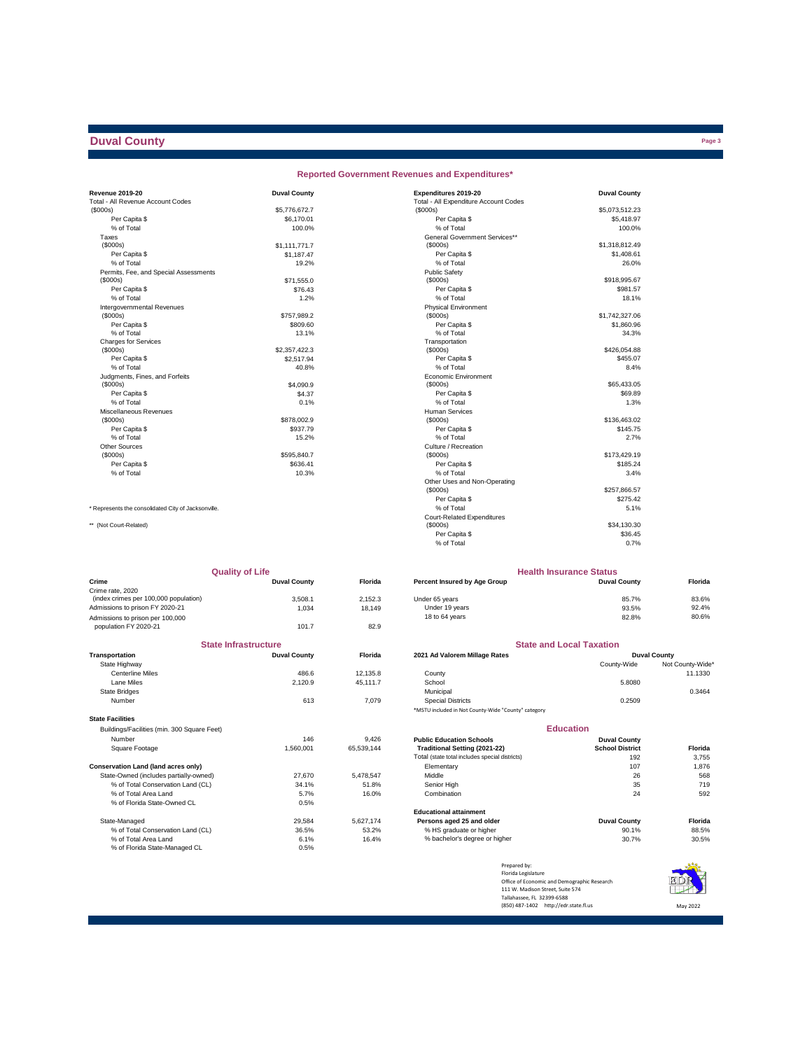# Duval County

## Reported Government Revenues and Expenditures*

| Revenue 2019-20 | Duval County |
|---|---|
| Total - All Revenue Account Codes | |
| ($000s) | $5,776,672.7 |
| Per Capita $ | $6,170.01 |
| % of Total | 100.0% |
| Taxes | |
| ($000s) | $1,111,771.7 |
| Per Capita $ | $1,187.47 |
| % of Total | 19.2% |
| Permits, Fee, and Special Assessments | |
| ($000s) | $71,555.0 |
| Per Capita $ | $76.43 |
| % of Total | 1.2% |
| Intergovernmental Revenues | |
| ($000s) | $757,989.2 |
| Per Capita $ | $809.60 |
| % of Total | 13.1% |
| Charges for Services | |
| ($000s) | $2,357,422.3 |
| Per Capita $ | $2,517.94 |
| % of Total | 40.8% |
| Judgments, Fines, and Forfeits | |
| ($000s) | $4,090.9 |
| Per Capita $ | $4.37 |
| % of Total | 0.1% |
| Miscellaneous Revenues | |
| ($000s) | $878,002.9 |
| Per Capita $ | $937.79 |
| % of Total | 15.2% |
| Other Sources | |
| ($000s) | $595,840.7 |
| Per Capita $ | $636.41 |
| % of Total | 10.3% |

| Expenditures 2019-20 | Duval County |
|---|---|
| Total - All Expenditure Account Codes | |
| ($000s) | $5,073,512.23 |
| Per Capita $ | $5,418.97 |
| % of Total | 100.0% |
| General Government Services** | |
| ($000s) | $1,318,812.49 |
| Per Capita $ | $1,408.61 |
| % of Total | 26.0% |
| Public Safety | |
| ($000s) | $918,995.67 |
| Per Capita $ | $981.57 |
| % of Total | 18.1% |
| Physical Environment | |
| ($000s) | $1,742,327.06 |
| Per Capita $ | $1,860.96 |
| % of Total | 34.3% |
| Transportation | |
| ($000s) | $426,054.88 |
| Per Capita $ | $455.07 |
| % of Total | 8.4% |
| Economic Environment | |
| ($000s) | $65,433.05 |
| Per Capita $ | $69.89 |
| % of Total | 1.3% |
| Human Services | |
| ($000s) | $136,463.02 |
| Per Capita $ | $145.75 |
| % of Total | 2.7% |
| Culture / Recreation | |
| ($000s) | $173,429.19 |
| Per Capita $ | $185.24 |
| % of Total | 3.4% |
| Other Uses and Non-Operating | |
| ($000s) | $257,866.57 |
| Per Capita $ | $275.42 |
| % of Total | 5.1% |
| Court-Related Expenditures | |
| ($000s) | $34,130.30 |
| Per Capita $ | $36.45 |
| % of Total | 0.7% |

* Represents the consolidated City of Jacksonville.

** (Not Court-Related)

## Quality of Life

| Crime | Duval County | Florida |
|---|---|---|
| Crime rate, 2020 (index crimes per 100,000 population) | 3,508.1 | 2,152.3 |
| Admissions to prison FY 2020-21 | 1,034 | 18,149 |
| Admissions to prison per 100,000 population FY 2020-21 | 101.7 | 82.9 |

## Health Insurance Status

| Percent Insured by Age Group | Duval County | Florida |
|---|---|---|
| Under 65 years | 85.7% | 83.6% |
| Under 19 years | 93.5% | 92.4% |
| 18 to 64 years | 82.8% | 80.6% |

## State Infrastructure

| Transportation | Duval County | Florida |
|---|---|---|
| State Highway | | |
| Centerline Miles | 486.6 | 12,135.8 |
| Lane Miles | 2,120.9 | 45,111.7 |
| State Bridges | | |
| Number | 613 | 7,079 |
| **State Facilities** | | |
| Buildings/Facilities (min. 300 Square Feet) | | |
| Number | 146 | 9,426 |
| Square Footage | 1,560,001 | 65,539,144 |
| **Conservation Land (land acres only)** | | |
| State-Owned (includes partially-owned) | 27,670 | 5,478,547 |
| % of Total Conservation Land (CL) | 34.1% | 51.8% |
| % of Total Area Land | 5.7% | 16.0% |
| % of Florida State-Owned CL | 0.5% | |
| State-Managed | 29,584 | 5,627,174 |
| % of Total Conservation Land (CL) | 36.5% | 53.2% |
| % of Total Area Land | 6.1% | 16.4% |
| % of Florida State-Managed CL | 0.5% | |

## State and Local Taxation

| 2021 Ad Valorem Millage Rates | Duval County County-Wide | Duval County Not County-Wide* |
|---|---|---|
| County | | 11.1330 |
| School | 5.8080 | |
| Municipal | | 0.3464 |
| Special Districts | 0.2509 | |

*MSTU included in Not County-Wide "County" category

## Education

| Public Education Schools Traditional Setting (2021-22) | Duval County School District | Florida |
|---|---|---|
| Total (state total includes special districts) | 192 | 3,755 |
| Elementary | 107 | 1,876 |
| Middle | 26 | 568 |
| Senior High | 35 | 719 |
| Combination | 24 | 592 |

| Educational attainment Persons aged 25 and older | Duval County | Florida |
|---|---|---|
| % HS graduate or higher | 90.1% | 88.5% |
| % bachelor's degree or higher | 30.7% | 30.5% |

Prepared by:
Florida Legislature
Office of Economic and Demographic Research
111 W. Madison Street, Suite 574
Tallahassee, FL 32399-6588
(850) 487-1402 http://edr.state.fl.us

May 2022